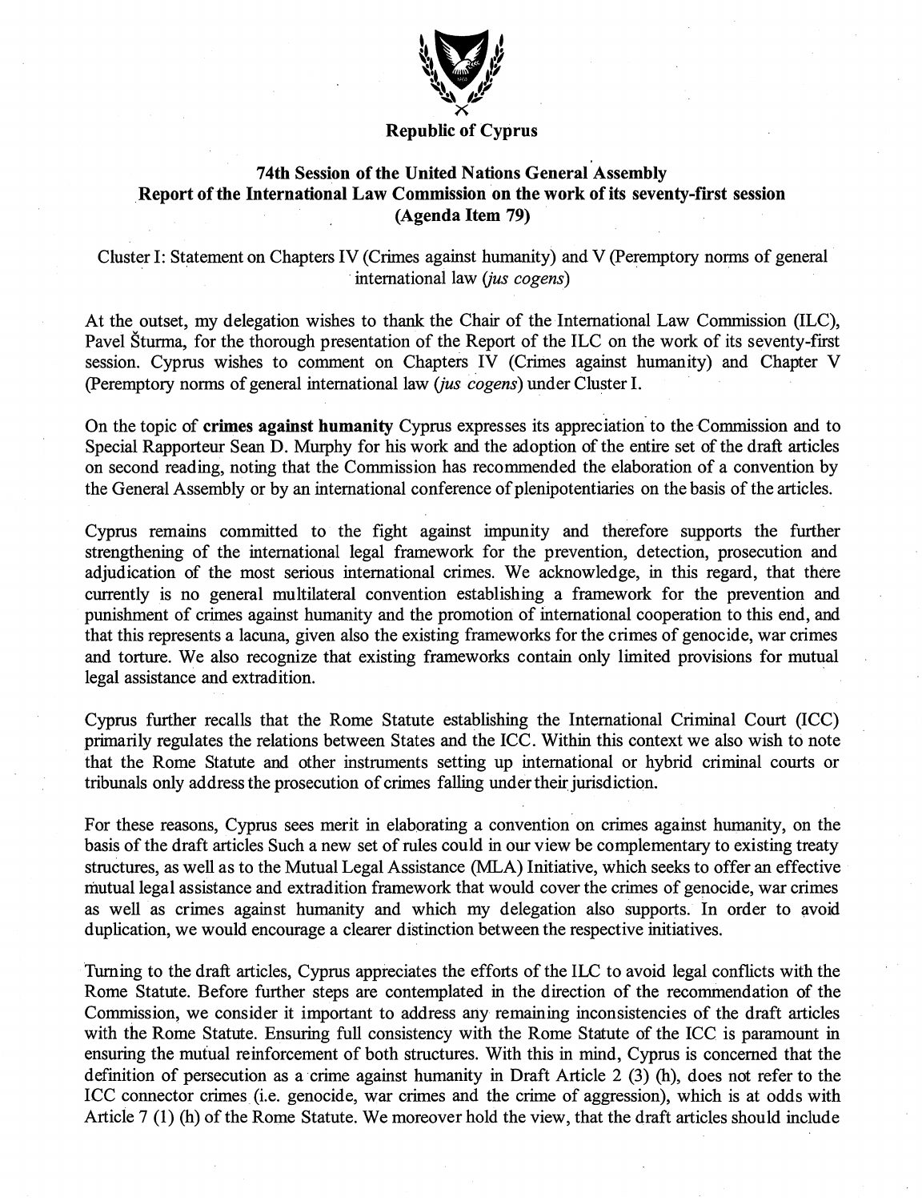**Republic of Cyprus**

# 74th Session of the United Nations General Assembly
## Report of the International Law Commission on the work of its seventy-first session (Agenda Item 79)

Cluster I: Statement on Chapters IV (Crimes against humanity) and V (Peremptory norms of general international law (*jus cogens*)

At the outset, my delegation wishes to thank the Chair of the International Law Commission (ILC), Pavel Šturma, for the thorough presentation of the Report of the ILC on the work of its seventy-first session. Cyprus wishes to comment on Chapters IV (Crimes against humanity) and Chapter V (Peremptory norms of general international law (*jus cogens*) under Cluster I.

On the topic of **crimes against humanity** Cyprus expresses its appreciation to the Commission and to Special Rapporteur Sean D. Murphy for his work and the adoption of the entire set of the draft articles on second reading, noting that the Commission has recommended the elaboration of a convention by the General Assembly or by an international conference of plenipotentiaries on the basis of the articles.

Cyprus remains committed to the fight against impunity and therefore supports the further strengthening of the international legal framework for the prevention, detection, prosecution and adjudication of the most serious international crimes. We acknowledge, in this regard, that there currently is no general multilateral convention establishing a framework for the prevention and punishment of crimes against humanity and the promotion of international cooperation to this end, and that this represents a lacuna, given also the existing frameworks for the crimes of genocide, war crimes and torture. We also recognize that existing frameworks contain only limited provisions for mutual legal assistance and extradition.

Cyprus further recalls that the Rome Statute establishing the International Criminal Court (ICC) primarily regulates the relations between States and the ICC. Within this context we also wish to note that the Rome Statute and other instruments setting up international or hybrid criminal courts or tribunals only address the prosecution of crimes falling under their jurisdiction.

For these reasons, Cyprus sees merit in elaborating a convention on crimes against humanity, on the basis of the draft articles Such a new set of rules could in our view be complementary to existing treaty structures, as well as to the Mutual Legal Assistance (MLA) Initiative, which seeks to offer an effective mutual legal assistance and extradition framework that would cover the crimes of genocide, war crimes as well as crimes against humanity and which my delegation also supports. In order to avoid duplication, we would encourage a clearer distinction between the respective initiatives.

Turning to the draft articles, Cyprus appreciates the efforts of the ILC to avoid legal conflicts with the Rome Statute. Before further steps are contemplated in the direction of the recommendation of the Commission, we consider it important to address any remaining inconsistencies of the draft articles with the Rome Statute. Ensuring full consistency with the Rome Statute of the ICC is paramount in ensuring the mutual reinforcement of both structures. With this in mind, Cyprus is concerned that the definition of persecution as a crime against humanity in Draft Article 2 (3) (h), does not refer to the ICC connector crimes (i.e. genocide, war crimes and the crime of aggression), which is at odds with Article 7 (1) (h) of the Rome Statute. We moreover hold the view, that the draft articles should include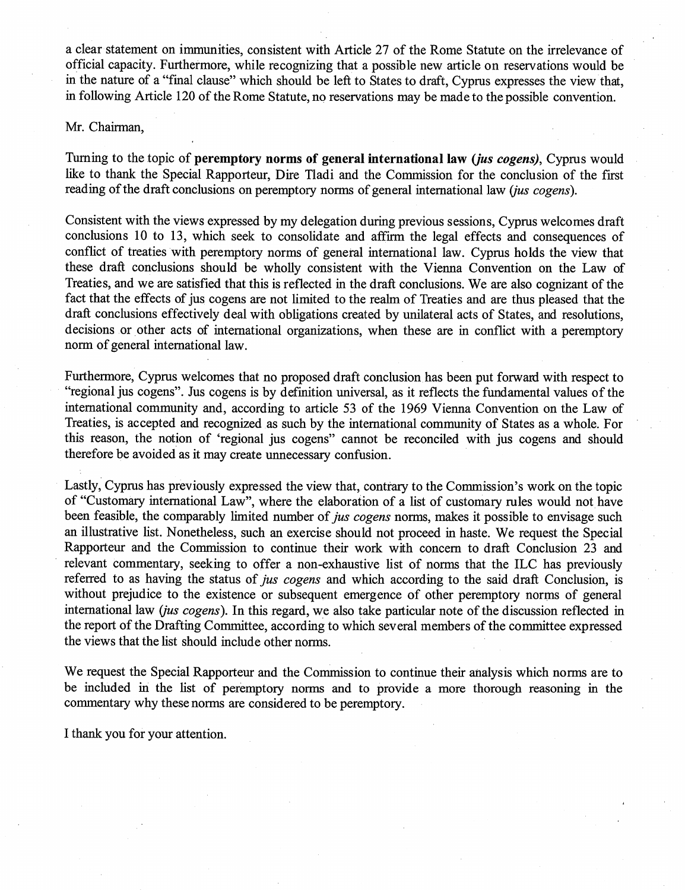a clear statement on immunities, consistent with Article 27 of the Rome Statute on the irrelevance of official capacity. Furthermore, while recognizing that a possible new article on reservations would be in the nature of a "final clause" which should be left to States to draft, Cyprus expresses the view that, in following Article 120 of the Rome Statute, no reservations may be made to the possible convention.

Mr. Chairman,

Turning to the topic of **peremptory norms of general international law (*jus cogens*)**, Cyprus would like to thank the Special Rapporteur, Dire Tladi and the Commission for the conclusion of the first reading of the draft conclusions on peremptory norms of general international law (*jus cogens*).

Consistent with the views expressed by my delegation during previous sessions, Cyprus welcomes draft conclusions 10 to 13, which seek to consolidate and affirm the legal effects and consequences of conflict of treaties with peremptory norms of general international law. Cyprus holds the view that these draft conclusions should be wholly consistent with the Vienna Convention on the Law of Treaties, and we are satisfied that this is reflected in the draft conclusions. We are also cognizant of the fact that the effects of jus cogens are not limited to the realm of Treaties and are thus pleased that the draft conclusions effectively deal with obligations created by unilateral acts of States, and resolutions, decisions or other acts of international organizations, when these are in conflict with a peremptory norm of general international law.

Furthermore, Cyprus welcomes that no proposed draft conclusion has been put forward with respect to "regional jus cogens". Jus cogens is by definition universal, as it reflects the fundamental values of the international community and, according to article 53 of the 1969 Vienna Convention on the Law of Treaties, is accepted and recognized as such by the international community of States as a whole. For this reason, the notion of 'regional jus cogens" cannot be reconciled with jus cogens and should therefore be avoided as it may create unnecessary confusion.

Lastly, Cyprus has previously expressed the view that, contrary to the Commission's work on the topic of "Customary international Law", where the elaboration of a list of customary rules would not have been feasible, the comparably limited number of *jus cogens* norms, makes it possible to envisage such an illustrative list. Nonetheless, such an exercise should not proceed in haste. We request the Special Rapporteur and the Commission to continue their work with concern to draft Conclusion 23 and relevant commentary, seeking to offer a non-exhaustive list of norms that the ILC has previously referred to as having the status of *jus cogens* and which according to the said draft Conclusion, is without prejudice to the existence or subsequent emergence of other peremptory norms of general international law (*jus cogens*). In this regard, we also take particular note of the discussion reflected in the report of the Drafting Committee, according to which several members of the committee expressed the views that the list should include other norms.

We request the Special Rapporteur and the Commission to continue their analysis which norms are to be included in the list of peremptory norms and to provide a more thorough reasoning in the commentary why these norms are considered to be peremptory.

I thank you for your attention.